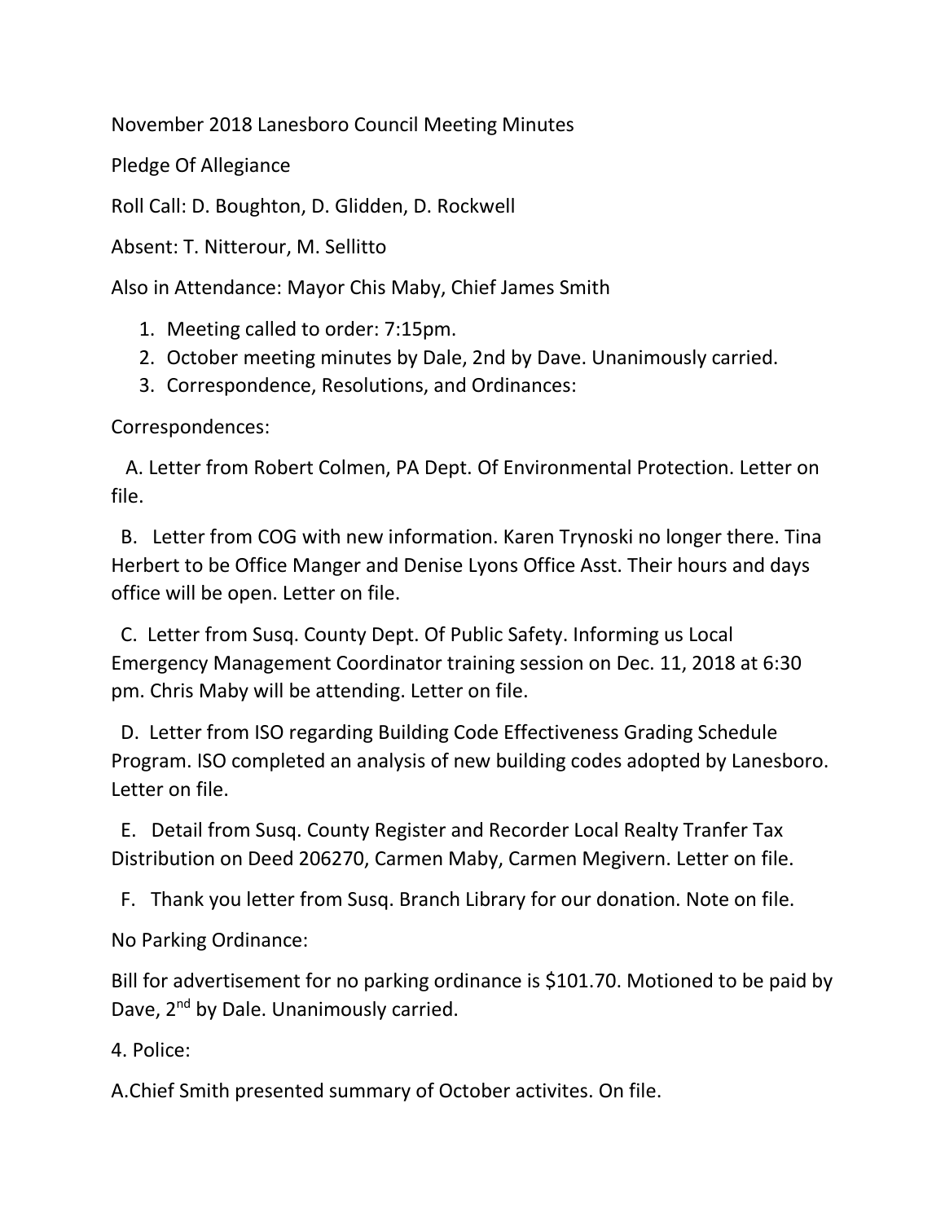November 2018 Lanesboro Council Meeting Minutes

Pledge Of Allegiance

Roll Call: D. Boughton, D. Glidden, D. Rockwell

Absent: T. Nitterour, M. Sellitto

Also in Attendance: Mayor Chis Maby, Chief James Smith

1. Meeting called to order: 7:15pm.
2. October meeting minutes by Dale, 2nd by Dave. Unanimously carried.
3. Correspondence, Resolutions, and Ordinances:

Correspondences:

A. Letter from Robert Colmen, PA Dept. Of Environmental Protection. Letter on file.

B. Letter from COG with new information. Karen Trynoski no longer there. Tina Herbert to be Office Manger and Denise Lyons Office Asst. Their hours and days office will be open. Letter on file.

C. Letter from Susq. County Dept. Of Public Safety. Informing us Local Emergency Management Coordinator training session on Dec. 11, 2018 at 6:30 pm. Chris Maby will be attending. Letter on file.

D. Letter from ISO regarding Building Code Effectiveness Grading Schedule Program. ISO completed an analysis of new building codes adopted by Lanesboro. Letter on file.

E. Detail from Susq. County Register and Recorder Local Realty Tranfer Tax Distribution on Deed 206270, Carmen Maby, Carmen Megivern. Letter on file.

F. Thank you letter from Susq. Branch Library for our donation. Note on file.

No Parking Ordinance:

Bill for advertisement for no parking ordinance is $101.70. Motioned to be paid by Dave, 2nd by Dale. Unanimously carried.

4. Police:

A.Chief Smith presented summary of October activites. On file.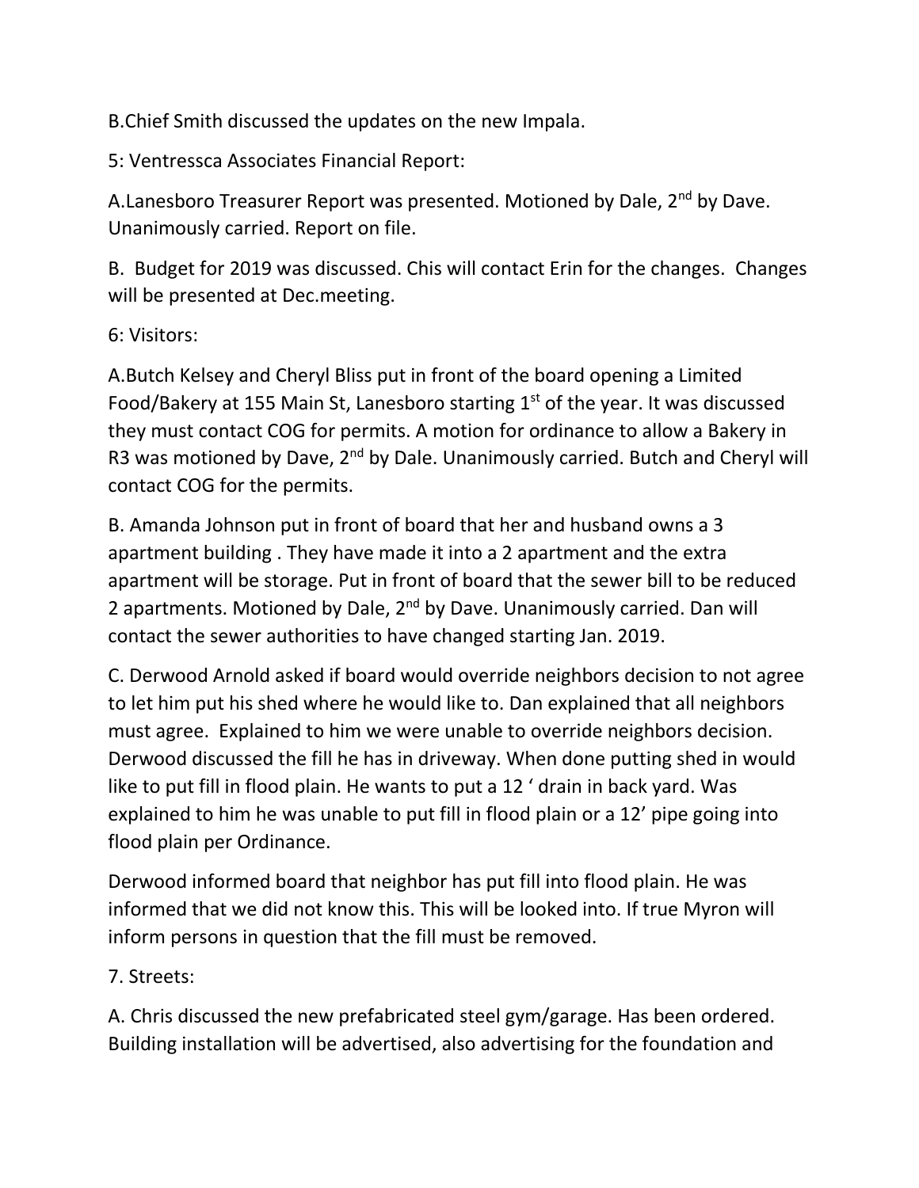B.Chief Smith discussed the updates on the new Impala.

5: Ventressca Associates Financial Report:

A.Lanesboro Treasurer Report was presented. Motioned by Dale, 2nd by Dave. Unanimously carried. Report on file.

B. Budget for 2019 was discussed. Chis will contact Erin for the changes. Changes will be presented at Dec.meeting.

6: Visitors:

A.Butch Kelsey and Cheryl Bliss put in front of the board opening a Limited Food/Bakery at 155 Main St, Lanesboro starting 1st of the year. It was discussed they must contact COG for permits. A motion for ordinance to allow a Bakery in R3 was motioned by Dave, 2nd by Dale. Unanimously carried. Butch and Cheryl will contact COG for the permits.

B. Amanda Johnson put in front of board that her and husband owns a 3 apartment building . They have made it into a 2 apartment and the extra apartment will be storage. Put in front of board that the sewer bill to be reduced 2 apartments. Motioned by Dale, 2nd by Dave. Unanimously carried. Dan will contact the sewer authorities to have changed starting Jan. 2019.

C. Derwood Arnold asked if board would override neighbors decision to not agree to let him put his shed where he would like to. Dan explained that all neighbors must agree. Explained to him we were unable to override neighbors decision. Derwood discussed the fill he has in driveway. When done putting shed in would like to put fill in flood plain. He wants to put a 12 ' drain in back yard. Was explained to him he was unable to put fill in flood plain or a 12' pipe going into flood plain per Ordinance.

Derwood informed board that neighbor has put fill into flood plain. He was informed that we did not know this. This will be looked into. If true Myron will inform persons in question that the fill must be removed.

7. Streets:

A. Chris discussed the new prefabricated steel gym/garage. Has been ordered. Building installation will be advertised, also advertising for the foundation and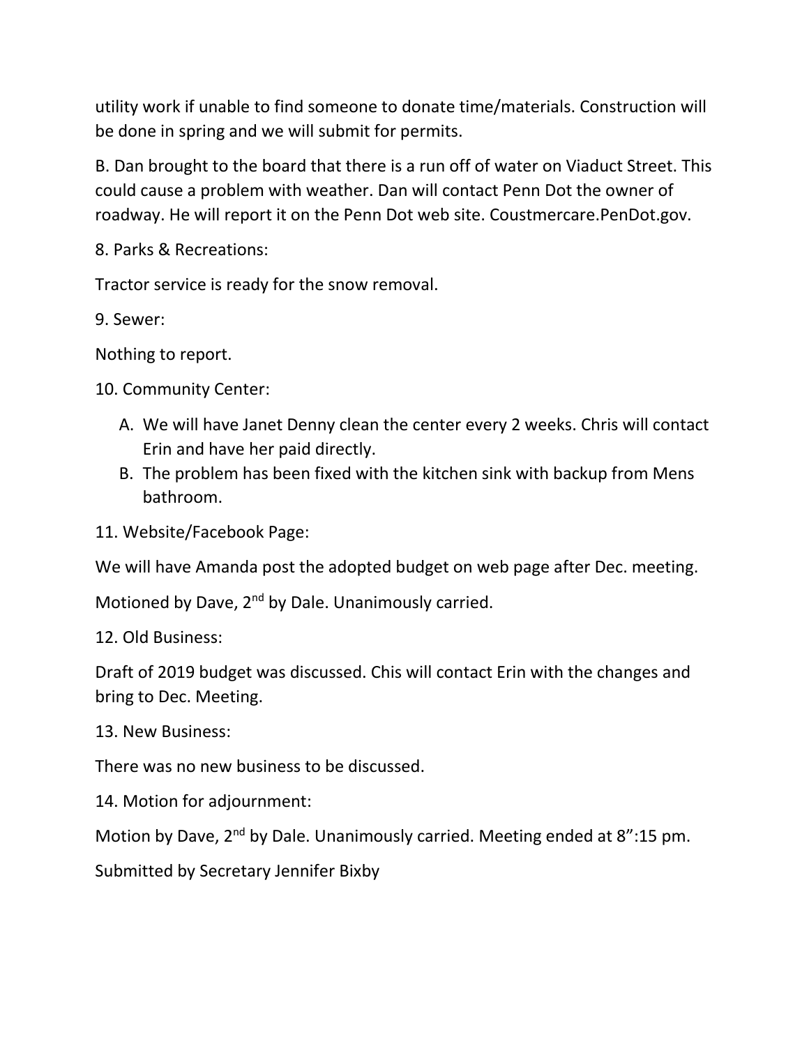utility work if unable to find someone to donate time/materials. Construction will be done in spring and we will submit for permits.

B. Dan brought to the board that there is a run off of water on Viaduct Street. This could cause a problem with weather. Dan will contact Penn Dot the owner of roadway. He will report it on the Penn Dot web site. Coustmercare.PenDot.gov.

8. Parks & Recreations:

Tractor service is ready for the snow removal.

9. Sewer:

Nothing to report.

10. Community Center:

A. We will have Janet Denny clean the center every 2 weeks. Chris will contact Erin and have her paid directly.
B. The problem has been fixed with the kitchen sink with backup from Mens bathroom.

11. Website/Facebook Page:

We will have Amanda post the adopted budget on web page after Dec. meeting.

Motioned by Dave, 2nd by Dale. Unanimously carried.

12. Old Business:

Draft of 2019 budget was discussed. Chis will contact Erin with the changes and bring to Dec. Meeting.

13. New Business:

There was no new business to be discussed.

14. Motion for adjournment:

Motion by Dave, 2nd by Dale. Unanimously carried. Meeting ended at 8":15 pm.

Submitted by Secretary Jennifer Bixby